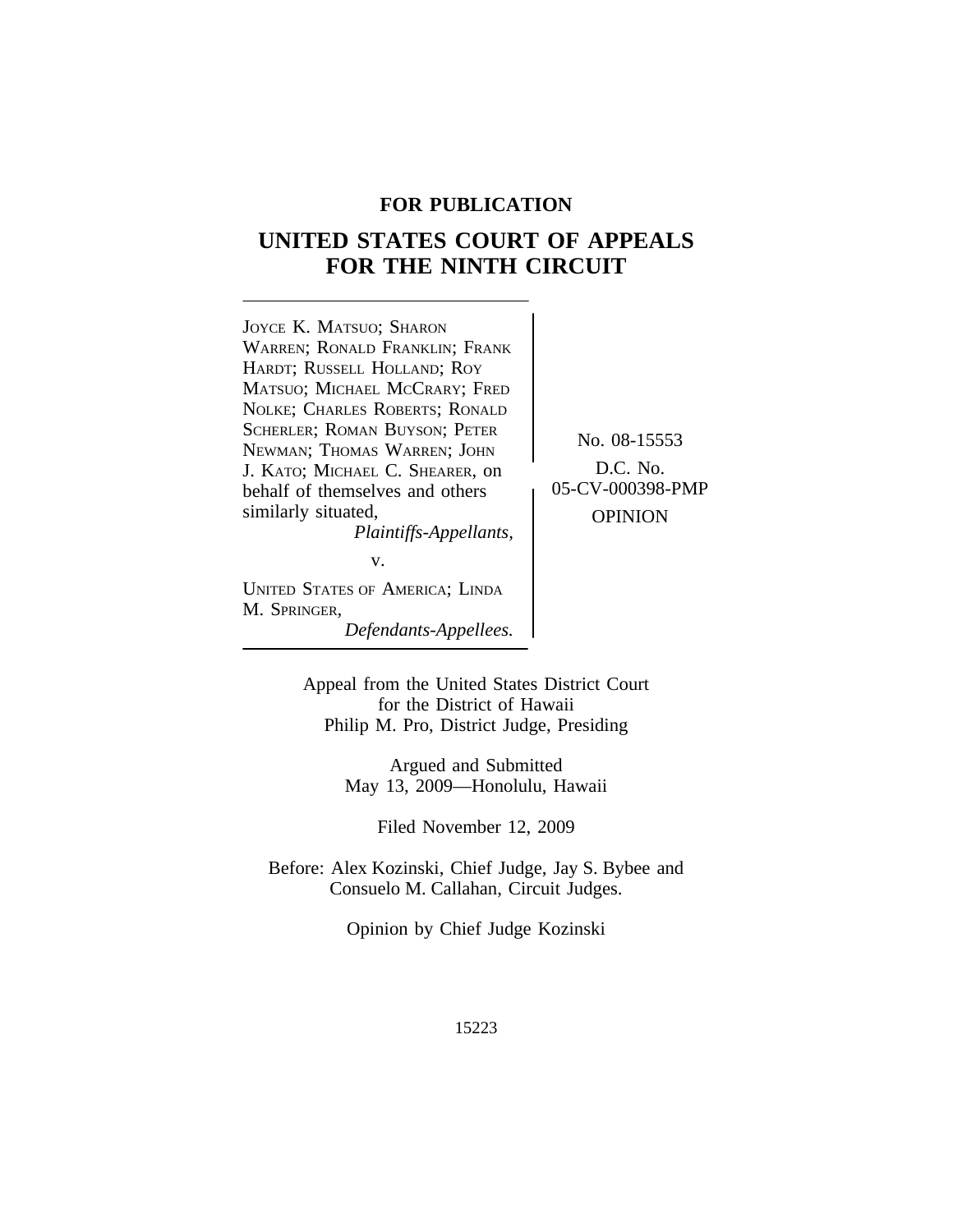**FOR PUBLICATION**

# UNITED STATES COURT OF APPEALS FOR THE NINTH CIRCUIT

JOYCE K. MATSUO; SHARON WARREN; RONALD FRANKLIN; FRANK HARDT; RUSSELL HOLLAND; ROY MATSUO; MICHAEL MCCRARY; FRED NOLKE; CHARLES ROBERTS; RONALD SCHERLER; ROMAN BUYSON; PETER NEWMAN; THOMAS WARREN; JOHN J. KATO; MICHAEL C. SHEARER, on behalf of themselves and others similarly situated,
*Plaintiffs-Appellants,*

v.

UNITED STATES OF AMERICA; LINDA M. SPRINGER,
*Defendants-Appellees.*

No. 08-15553

D.C. No. 05-CV-000398-PMP

OPINION

Appeal from the United States District Court for the District of Hawaii
Philip M. Pro, District Judge, Presiding

Argued and Submitted
May 13, 2009—Honolulu, Hawaii

Filed November 12, 2009

Before: Alex Kozinski, Chief Judge, Jay S. Bybee and Consuelo M. Callahan, Circuit Judges.

Opinion by Chief Judge Kozinski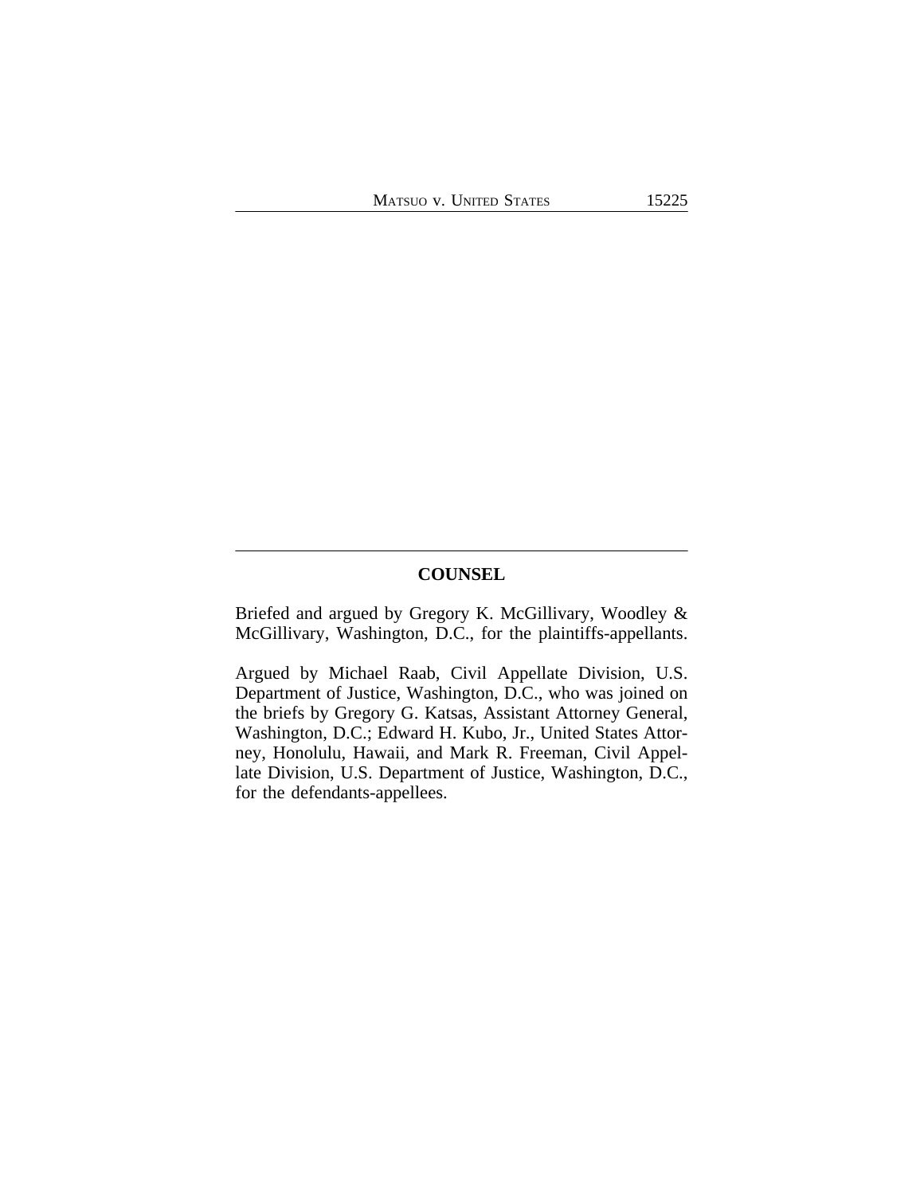## COUNSEL

Briefed and argued by Gregory K. McGillivary, Woodley & McGillivary, Washington, D.C., for the plaintiffs-appellants.

Argued by Michael Raab, Civil Appellate Division, U.S. Department of Justice, Washington, D.C., who was joined on the briefs by Gregory G. Katsas, Assistant Attorney General, Washington, D.C.; Edward H. Kubo, Jr., United States Attorney, Honolulu, Hawaii, and Mark R. Freeman, Civil Appellate Division, U.S. Department of Justice, Washington, D.C., for the defendants-appellees.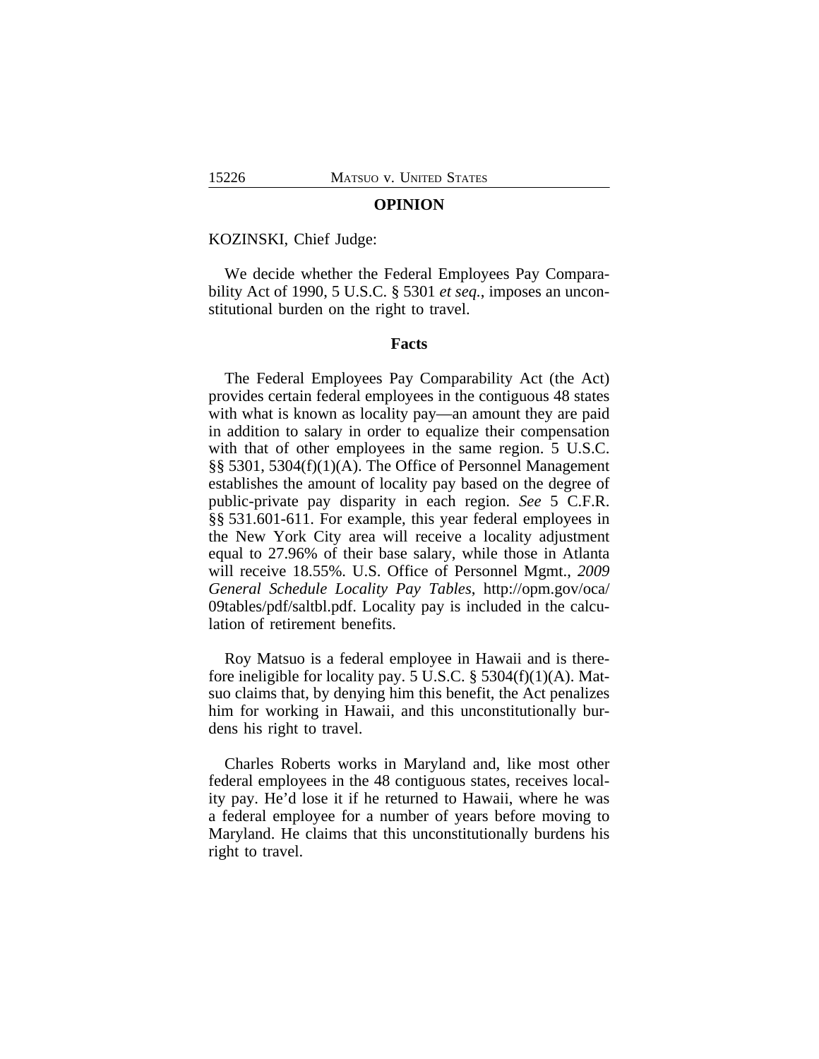## OPINION

KOZINSKI, Chief Judge:

We decide whether the Federal Employees Pay Comparability Act of 1990, 5 U.S.C. § 5301 *et seq.*, imposes an unconstitutional burden on the right to travel.

### Facts

The Federal Employees Pay Comparability Act (the Act) provides certain federal employees in the contiguous 48 states with what is known as locality pay—an amount they are paid in addition to salary in order to equalize their compensation with that of other employees in the same region. 5 U.S.C. §§ 5301, 5304(f)(1)(A). The Office of Personnel Management establishes the amount of locality pay based on the degree of public-private pay disparity in each region. *See* 5 C.F.R. §§ 531.601-611. For example, this year federal employees in the New York City area will receive a locality adjustment equal to 27.96% of their base salary, while those in Atlanta will receive 18.55%. U.S. Office of Personnel Mgmt., *2009 General Schedule Locality Pay Tables*, http://opm.gov/oca/09tables/pdf/saltbl.pdf. Locality pay is included in the calculation of retirement benefits.

Roy Matsuo is a federal employee in Hawaii and is therefore ineligible for locality pay. 5 U.S.C. § 5304(f)(1)(A). Matsuo claims that, by denying him this benefit, the Act penalizes him for working in Hawaii, and this unconstitutionally burdens his right to travel.

Charles Roberts works in Maryland and, like most other federal employees in the 48 contiguous states, receives locality pay. He'd lose it if he returned to Hawaii, where he was a federal employee for a number of years before moving to Maryland. He claims that this unconstitutionally burdens his right to travel.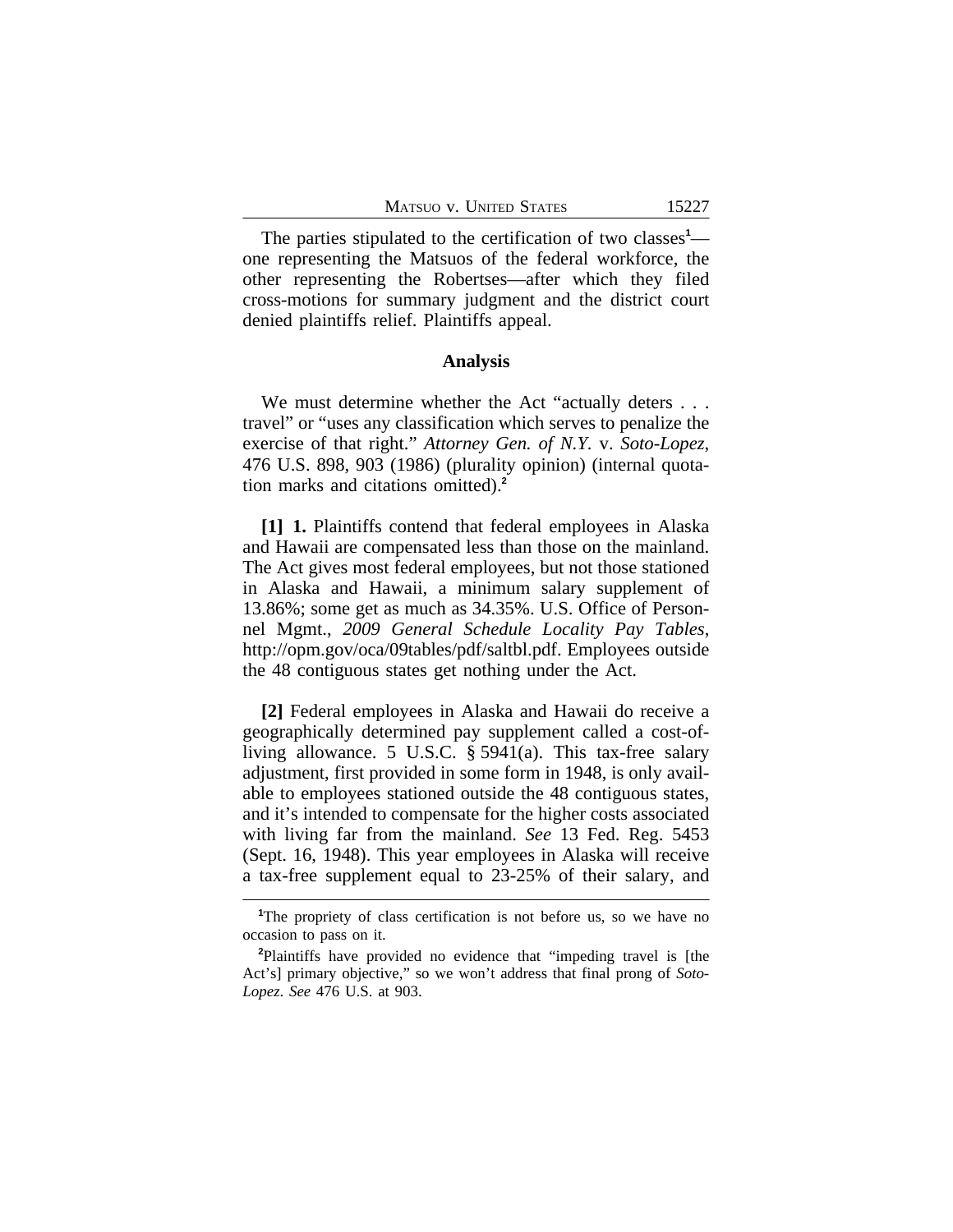The parties stipulated to the certification of two classes[1]—one representing the Matsuos of the federal workforce, the other representing the Robertses—after which they filed cross-motions for summary judgment and the district court denied plaintiffs relief. Plaintiffs appeal.

## Analysis

We must determine whether the Act "actually deters . . . travel" or "uses any classification which serves to penalize the exercise of that right." *Attorney Gen. of N.Y.* v. *Soto-Lopez*, 476 U.S. 898, 903 (1986) (plurality opinion) (internal quotation marks and citations omitted).[2]

**[1] 1.** Plaintiffs contend that federal employees in Alaska and Hawaii are compensated less than those on the mainland. The Act gives most federal employees, but not those stationed in Alaska and Hawaii, a minimum salary supplement of 13.86%; some get as much as 34.35%. U.S. Office of Personnel Mgmt., *2009 General Schedule Locality Pay Tables*, http://opm.gov/oca/09tables/pdf/saltbl.pdf. Employees outside the 48 contiguous states get nothing under the Act.

**[2]** Federal employees in Alaska and Hawaii do receive a geographically determined pay supplement called a cost-of-living allowance. 5 U.S.C. § 5941(a). This tax-free salary adjustment, first provided in some form in 1948, is only available to employees stationed outside the 48 contiguous states, and it's intended to compensate for the higher costs associated with living far from the mainland. *See* 13 Fed. Reg. 5453 (Sept. 16, 1948). This year employees in Alaska will receive a tax-free supplement equal to 23-25% of their salary, and

---

[1] The propriety of class certification is not before us, so we have no occasion to pass on it.

[2] Plaintiffs have provided no evidence that "impeding travel is [the Act's] primary objective," so we won't address that final prong of *Soto-Lopez*. *See* 476 U.S. at 903.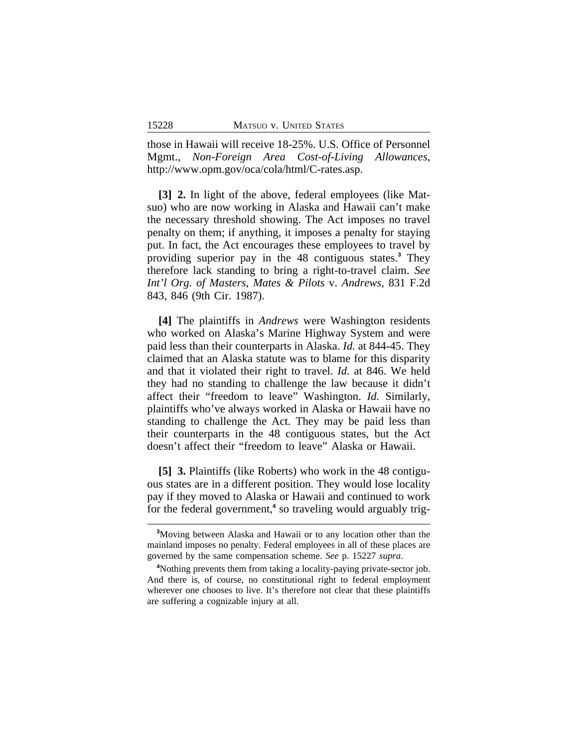those in Hawaii will receive 18-25%. U.S. Office of Personnel Mgmt., *Non-Foreign Area Cost-of-Living Allowances*, http://www.opm.gov/oca/cola/html/C-rates.asp.

**[3] 2.** In light of the above, federal employees (like Matsuo) who are now working in Alaska and Hawaii can't make the necessary threshold showing. The Act imposes no travel penalty on them; if anything, it imposes a penalty for staying put. In fact, the Act encourages these employees to travel by providing superior pay in the 48 contiguous states.[3] They therefore lack standing to bring a right-to-travel claim. *See Int'l Org. of Masters, Mates & Pilots* v. *Andrews*, 831 F.2d 843, 846 (9th Cir. 1987).

**[4]** The plaintiffs in *Andrews* were Washington residents who worked on Alaska's Marine Highway System and were paid less than their counterparts in Alaska. *Id.* at 844-45. They claimed that an Alaska statute was to blame for this disparity and that it violated their right to travel. *Id.* at 846. We held they had no standing to challenge the law because it didn't affect their "freedom to leave" Washington. *Id.* Similarly, plaintiffs who've always worked in Alaska or Hawaii have no standing to challenge the Act. They may be paid less than their counterparts in the 48 contiguous states, but the Act doesn't affect their "freedom to leave" Alaska or Hawaii.

**[5] 3.** Plaintiffs (like Roberts) who work in the 48 contiguous states are in a different position. They would lose locality pay if they moved to Alaska or Hawaii and continued to work for the federal government,[4] so traveling would arguably trig-

[3]Moving between Alaska and Hawaii or to any location other than the mainland imposes no penalty. Federal employees in all of these places are governed by the same compensation scheme. *See* p. 15227 *supra*.

[4]Nothing prevents them from taking a locality-paying private-sector job. And there is, of course, no constitutional right to federal employment wherever one chooses to live. It's therefore not clear that these plaintiffs are suffering a cognizable injury at all.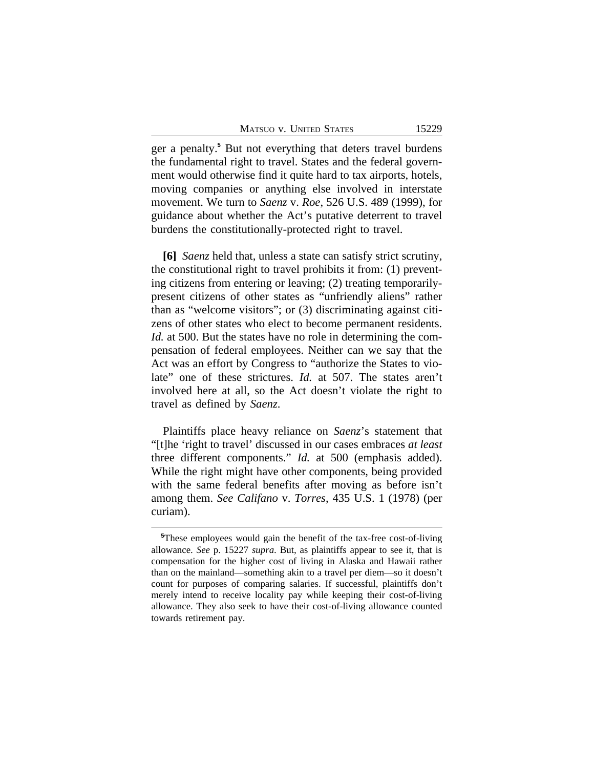ger a penalty.[5] But not everything that deters travel burdens the fundamental right to travel. States and the federal government would otherwise find it quite hard to tax airports, hotels, moving companies or anything else involved in interstate movement. We turn to *Saenz* v. *Roe*, 526 U.S. 489 (1999), for guidance about whether the Act's putative deterrent to travel burdens the constitutionally-protected right to travel.

**[6]** *Saenz* held that, unless a state can satisfy strict scrutiny, the constitutional right to travel prohibits it from: (1) preventing citizens from entering or leaving; (2) treating temporarily-present citizens of other states as "unfriendly aliens" rather than as "welcome visitors"; or (3) discriminating against citizens of other states who elect to become permanent residents. *Id.* at 500. But the states have no role in determining the compensation of federal employees. Neither can we say that the Act was an effort by Congress to "authorize the States to violate" one of these strictures. *Id.* at 507. The states aren't involved here at all, so the Act doesn't violate the right to travel as defined by *Saenz*.

Plaintiffs place heavy reliance on *Saenz*'s statement that "[t]he 'right to travel' discussed in our cases embraces *at least* three different components." *Id.* at 500 (emphasis added). While the right might have other components, being provided with the same federal benefits after moving as before isn't among them. *See Califano* v. *Torres*, 435 U.S. 1 (1978) (per curiam).

---

[5]These employees would gain the benefit of the tax-free cost-of-living allowance. *See* p. 15227 *supra.* But, as plaintiffs appear to see it, that is compensation for the higher cost of living in Alaska and Hawaii rather than on the mainland—something akin to a travel per diem—so it doesn't count for purposes of comparing salaries. If successful, plaintiffs don't merely intend to receive locality pay while keeping their cost-of-living allowance. They also seek to have their cost-of-living allowance counted towards retirement pay.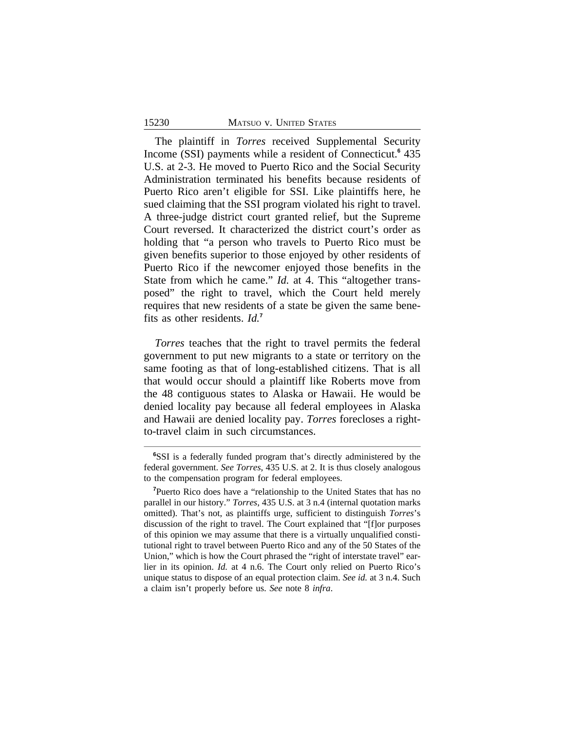The plaintiff in *Torres* received Supplemental Security Income (SSI) payments while a resident of Connecticut.[6] 435 U.S. at 2-3. He moved to Puerto Rico and the Social Security Administration terminated his benefits because residents of Puerto Rico aren't eligible for SSI. Like plaintiffs here, he sued claiming that the SSI program violated his right to travel. A three-judge district court granted relief, but the Supreme Court reversed. It characterized the district court's order as holding that "a person who travels to Puerto Rico must be given benefits superior to those enjoyed by other residents of Puerto Rico if the newcomer enjoyed those benefits in the State from which he came." *Id.* at 4. This "altogether transposed" the right to travel, which the Court held merely requires that new residents of a state be given the same benefits as other residents. *Id.*[7]

*Torres* teaches that the right to travel permits the federal government to put new migrants to a state or territory on the same footing as that of long-established citizens. That is all that would occur should a plaintiff like Roberts move from the 48 contiguous states to Alaska or Hawaii. He would be denied locality pay because all federal employees in Alaska and Hawaii are denied locality pay. *Torres* forecloses a right-to-travel claim in such circumstances.

---

[6]SSI is a federally funded program that's directly administered by the federal government. *See Torres*, 435 U.S. at 2. It is thus closely analogous to the compensation program for federal employees.

[7]Puerto Rico does have a "relationship to the United States that has no parallel in our history." *Torres*, 435 U.S. at 3 n.4 (internal quotation marks omitted). That's not, as plaintiffs urge, sufficient to distinguish *Torres*'s discussion of the right to travel. The Court explained that "[f]or purposes of this opinion we may assume that there is a virtually unqualified constitutional right to travel between Puerto Rico and any of the 50 States of the Union," which is how the Court phrased the "right of interstate travel" earlier in its opinion. *Id.* at 4 n.6. The Court only relied on Puerto Rico's unique status to dispose of an equal protection claim. *See id.* at 3 n.4. Such a claim isn't properly before us. *See* note 8 *infra*.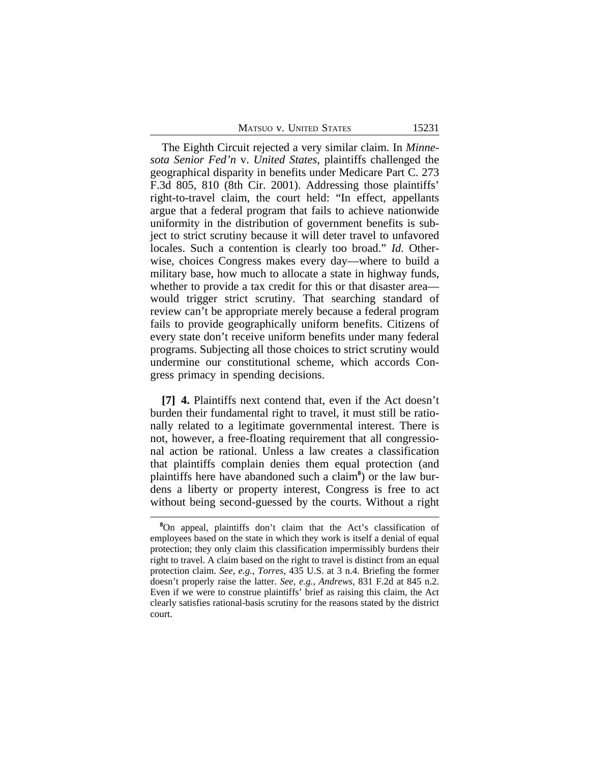The Eighth Circuit rejected a very similar claim. In *Minnesota Senior Fed'n* v. *United States*, plaintiffs challenged the geographical disparity in benefits under Medicare Part C. 273 F.3d 805, 810 (8th Cir. 2001). Addressing those plaintiffs' right-to-travel claim, the court held: "In effect, appellants argue that a federal program that fails to achieve nationwide uniformity in the distribution of government benefits is subject to strict scrutiny because it will deter travel to unfavored locales. Such a contention is clearly too broad." *Id.* Otherwise, choices Congress makes every day—where to build a military base, how much to allocate a state in highway funds, whether to provide a tax credit for this or that disaster area—would trigger strict scrutiny. That searching standard of review can't be appropriate merely because a federal program fails to provide geographically uniform benefits. Citizens of every state don't receive uniform benefits under many federal programs. Subjecting all those choices to strict scrutiny would undermine our constitutional scheme, which accords Congress primacy in spending decisions.

**[7] 4.** Plaintiffs next contend that, even if the Act doesn't burden their fundamental right to travel, it must still be rationally related to a legitimate governmental interest. There is not, however, a free-floating requirement that all congressional action be rational. Unless a law creates a classification that plaintiffs complain denies them equal protection (and plaintiffs here have abandoned such a claim[8]) or the law burdens a liberty or property interest, Congress is free to act without being second-guessed by the courts. Without a right

[8]On appeal, plaintiffs don't claim that the Act's classification of employees based on the state in which they work is itself a denial of equal protection; they only claim this classification impermissibly burdens their right to travel. A claim based on the right to travel is distinct from an equal protection claim. *See, e.g.*, *Torres*, 435 U.S. at 3 n.4. Briefing the former doesn't properly raise the latter. *See, e.g.*, *Andrews*, 831 F.2d at 845 n.2. Even if we were to construe plaintiffs' brief as raising this claim, the Act clearly satisfies rational-basis scrutiny for the reasons stated by the district court.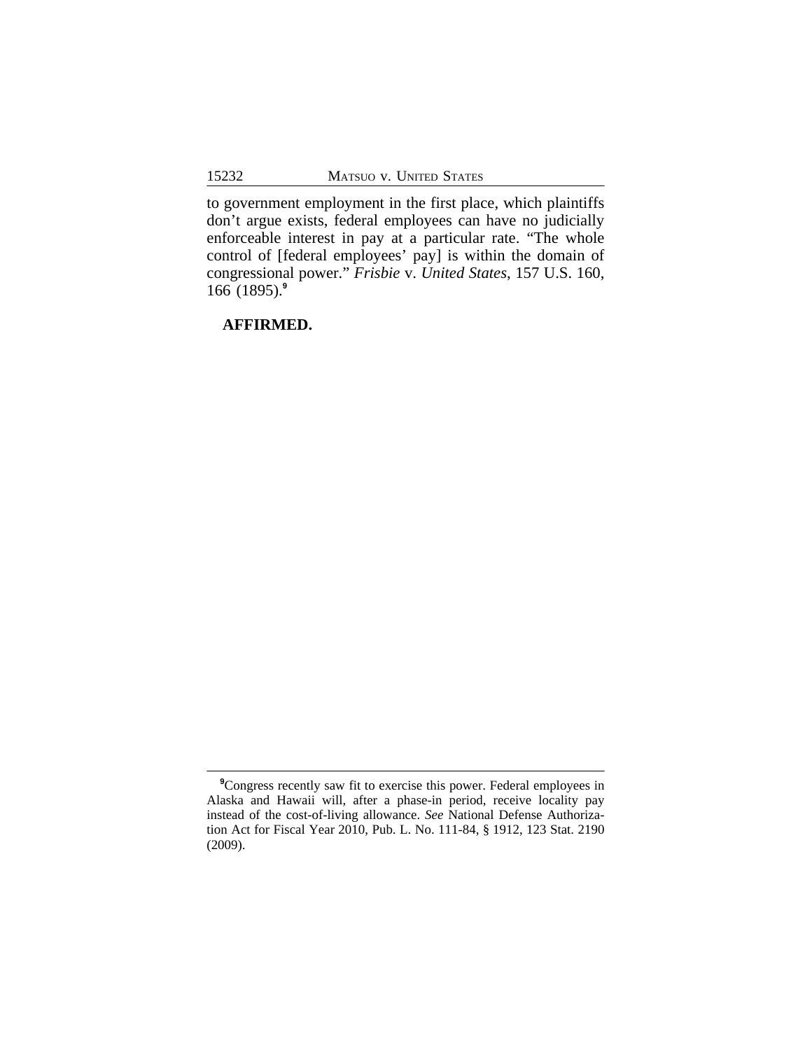to government employment in the first place, which plaintiffs don't argue exists, federal employees can have no judicially enforceable interest in pay at a particular rate. "The whole control of [federal employees' pay] is within the domain of congressional power." *Frisbie* v. *United States*, 157 U.S. 160, 166 (1895).[9]

**AFFIRMED.**

---

[9]Congress recently saw fit to exercise this power. Federal employees in Alaska and Hawaii will, after a phase-in period, receive locality pay instead of the cost-of-living allowance. *See* National Defense Authorization Act for Fiscal Year 2010, Pub. L. No. 111-84, § 1912, 123 Stat. 2190 (2009).